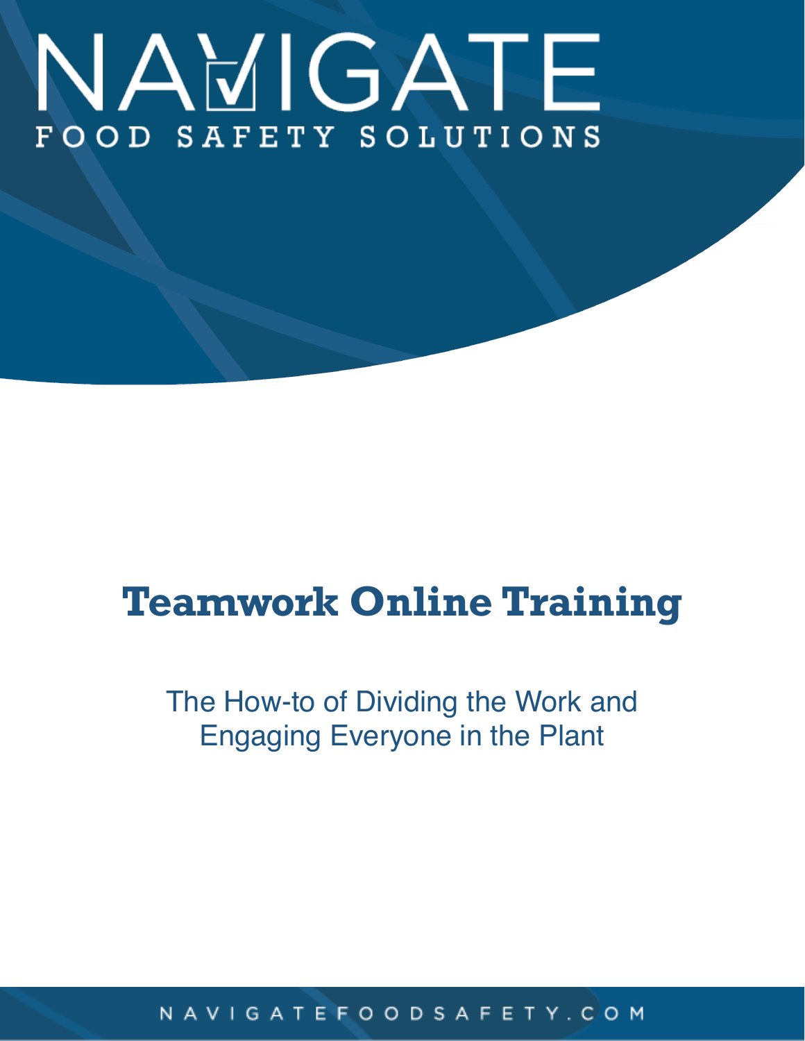NAVIGATE

FOOD SAFETY SOLUTIONS

# Teamwork Online Training

The How-to of Dividing the Work and Engaging Everyone in the Plant

NAVIGATEFOODSAFETY.COM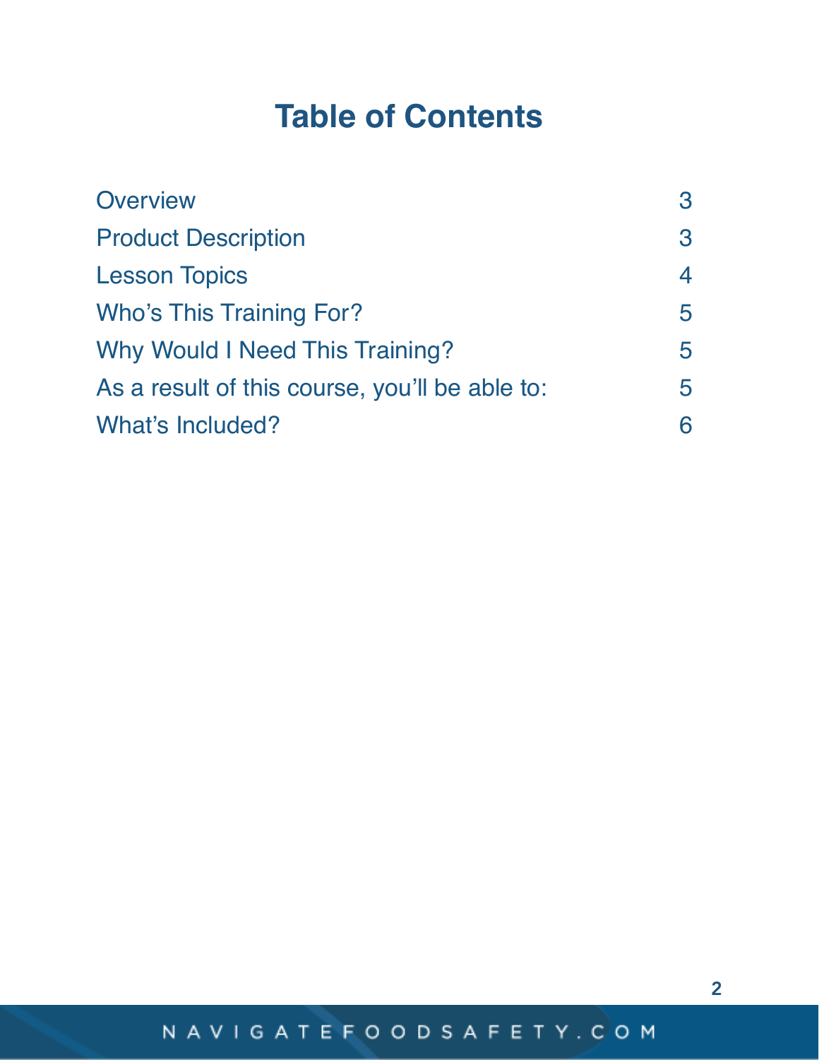# Table of Contents

| | |
|---|---|
| Overview | 3 |
| Product Description | 3 |
| Lesson Topics | 4 |
| Who's This Training For? | 5 |
| Why Would I Need This Training? | 5 |
| As a result of this course, you'll be able to: | 5 |
| What's Included? | 6 |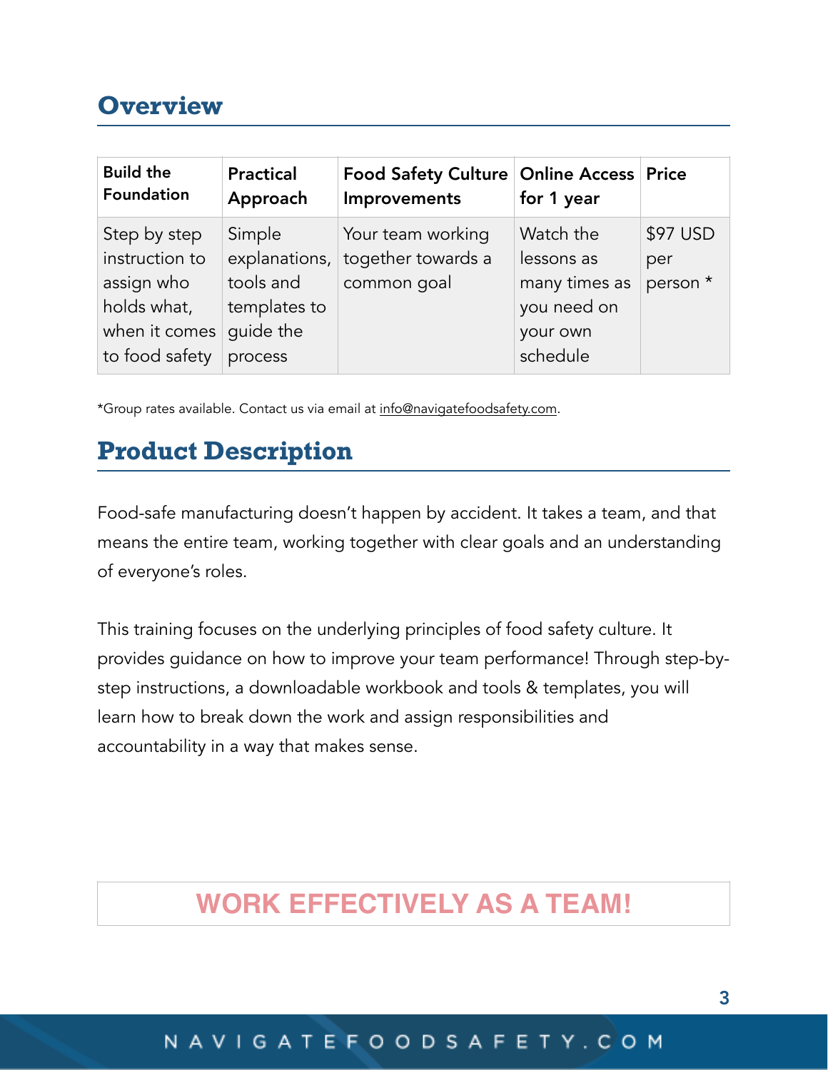## Overview

| Build the Foundation | Practical Approach | Food Safety Culture Improvements | Online Access for 1 year | Price |
|---|---|---|---|---|
| Step by step instruction to assign who holds what, when it comes to food safety | Simple explanations, tools and templates to guide the process | Your team working together towards a common goal | Watch the lessons as many times as you need on your own schedule | $97 USD per person * |

*Group rates available. Contact us via email at info@navigatefoodsafety.com.

## Product Description

Food-safe manufacturing doesn't happen by accident. It takes a team, and that means the entire team, working together with clear goals and an understanding of everyone's roles.

This training focuses on the underlying principles of food safety culture. It provides guidance on how to improve your team performance! Through step-by-step instructions, a downloadable workbook and tools & templates, you will learn how to break down the work and assign responsibilities and accountability in a way that makes sense.

**WORK EFFECTIVELY AS A TEAM!**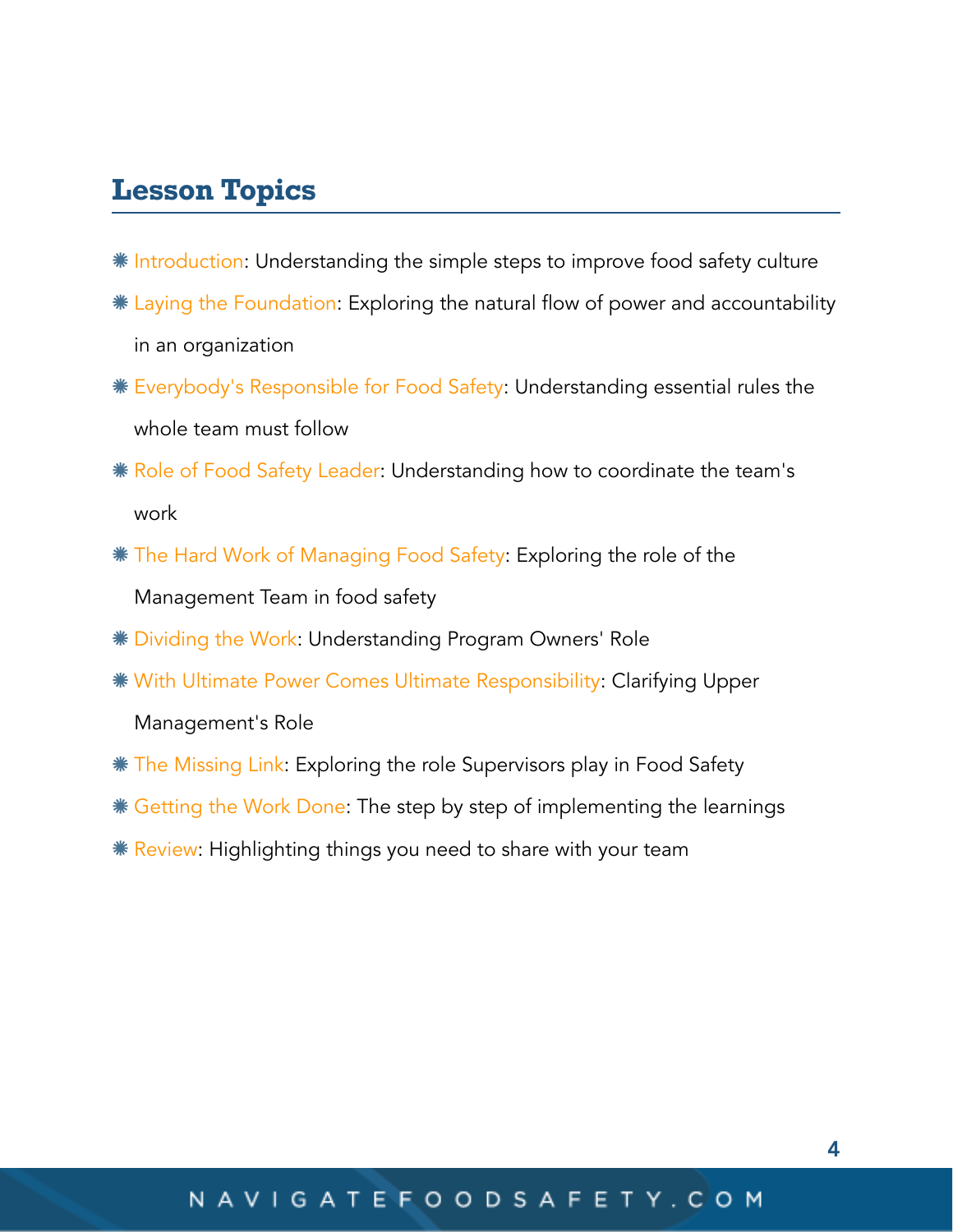## Lesson Topics

- Introduction: Understanding the simple steps to improve food safety culture
- Laying the Foundation: Exploring the natural flow of power and accountability in an organization
- Everybody's Responsible for Food Safety: Understanding essential rules the whole team must follow
- Role of Food Safety Leader: Understanding how to coordinate the team's work
- The Hard Work of Managing Food Safety: Exploring the role of the Management Team in food safety
- Dividing the Work: Understanding Program Owners' Role
- With Ultimate Power Comes Ultimate Responsibility: Clarifying Upper Management's Role
- The Missing Link: Exploring the role Supervisors play in Food Safety
- Getting the Work Done: The step by step of implementing the learnings
- Review: Highlighting things you need to share with your team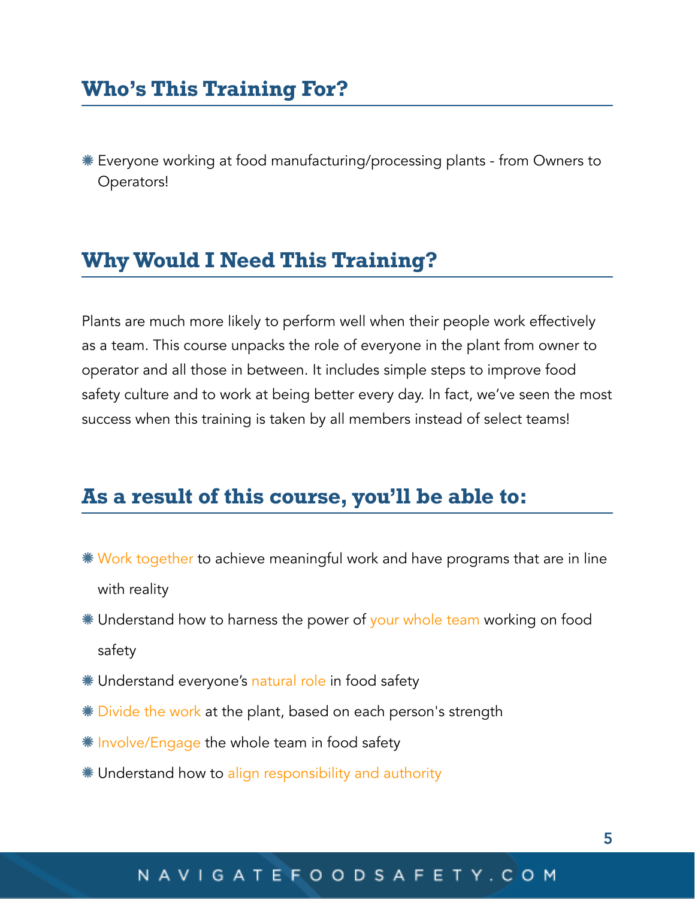## Who's This Training For?

- Everyone working at food manufacturing/processing plants - from Owners to Operators!

## Why Would I Need This Training?

Plants are much more likely to perform well when their people work effectively as a team. This course unpacks the role of everyone in the plant from owner to operator and all those in between. It includes simple steps to improve food safety culture and to work at being better every day. In fact, we've seen the most success when this training is taken by all members instead of select teams!

## As a result of this course, you'll be able to:

- Work together to achieve meaningful work and have programs that are in line with reality
- Understand how to harness the power of your whole team working on food safety
- Understand everyone's natural role in food safety
- Divide the work at the plant, based on each person's strength
- Involve/Engage the whole team in food safety
- Understand how to align responsibility and authority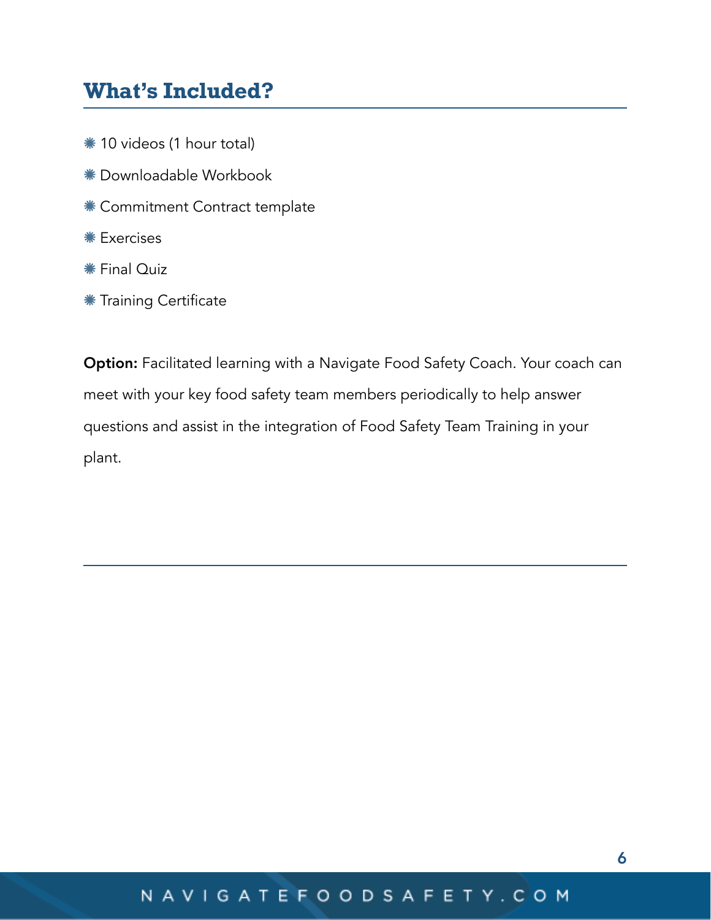## What's Included?

- 10 videos (1 hour total)
- Downloadable Workbook
- Commitment Contract template
- Exercises
- Final Quiz
- Training Certificate

**Option:** Facilitated learning with a Navigate Food Safety Coach. Your coach can meet with your key food safety team members periodically to help answer questions and assist in the integration of Food Safety Team Training in your plant.